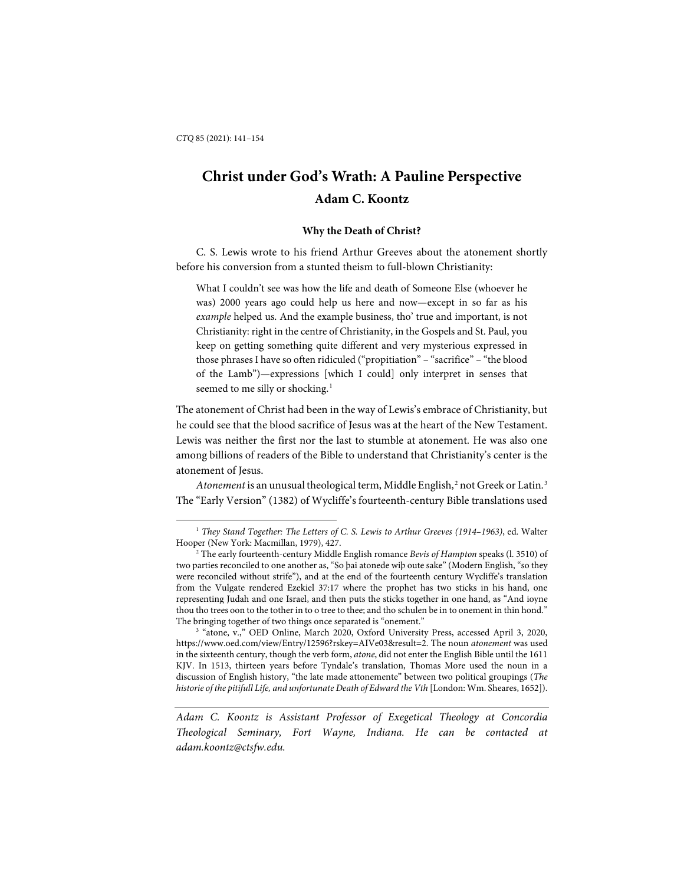# Christ under God's Wrath: A Pauline Perspective

**Adam C. Koontz**

### Why the Death of Christ?

C. S. Lewis wrote to his friend Arthur Greeves about the atonement shortly before his conversion from a stunted theism to full-blown Christianity:

> What I couldn't see was how the life and death of Someone Else (whoever he was) 2000 years ago could help us here and now—except in so far as his *example* helped us. And the example business, tho' true and important, is not Christianity: right in the centre of Christianity, in the Gospels and St. Paul, you keep on getting something quite different and very mysterious expressed in those phrases I have so often ridiculed ("propitiation" – "sacrifice" – "the blood of the Lamb")—expressions [which I could] only interpret in senses that seemed to me silly or shocking.[1]

The atonement of Christ had been in the way of Lewis's embrace of Christianity, but he could see that the blood sacrifice of Jesus was at the heart of the New Testament. Lewis was neither the first nor the last to stumble at atonement. He was also one among billions of readers of the Bible to understand that Christianity's center is the atonement of Jesus.

*Atonement* is an unusual theological term, Middle English,[2] not Greek or Latin.[3] The "Early Version" (1382) of Wycliffe's fourteenth-century Bible translations used

---

[1] *They Stand Together: The Letters of C. S. Lewis to Arthur Greeves (1914–1963)*, ed. Walter Hooper (New York: Macmillan, 1979), 427.

[2] The early fourteenth-century Middle English romance *Bevis of Hampton* speaks (l. 3510) of two parties reconciled to one another as, "So þai atonede wiþ oute sake" (Modern English, "so they were reconciled without strife"), and at the end of the fourteenth century Wycliffe's translation from the Vulgate rendered Ezekiel 37:17 where the prophet has two sticks in his hand, one representing Judah and one Israel, and then puts the sticks together in one hand, as "And ioyne thou tho trees oon to the tother in to o tree to thee; and tho schulen be in to onement in thin hond." The bringing together of two things once separated is "onement."

[3] "atone, v.," OED Online, March 2020, Oxford University Press, accessed April 3, 2020, https://www.oed.com/view/Entry/12596?rskey=AIVe03&result=2. The noun *atonement* was used in the sixteenth century, though the verb form, *atone*, did not enter the English Bible until the 1611 KJV. In 1513, thirteen years before Tyndale's translation, Thomas More used the noun in a discussion of English history, "the late made attonemente" between two political groupings (*The historie of the pitifull Life, and unfortunate Death of Edward the Vth* [London: Wm. Sheares, 1652]).

---

*Adam C. Koontz is Assistant Professor of Exegetical Theology at Concordia Theological Seminary, Fort Wayne, Indiana. He can be contacted at adam.koontz@ctsfw.edu.*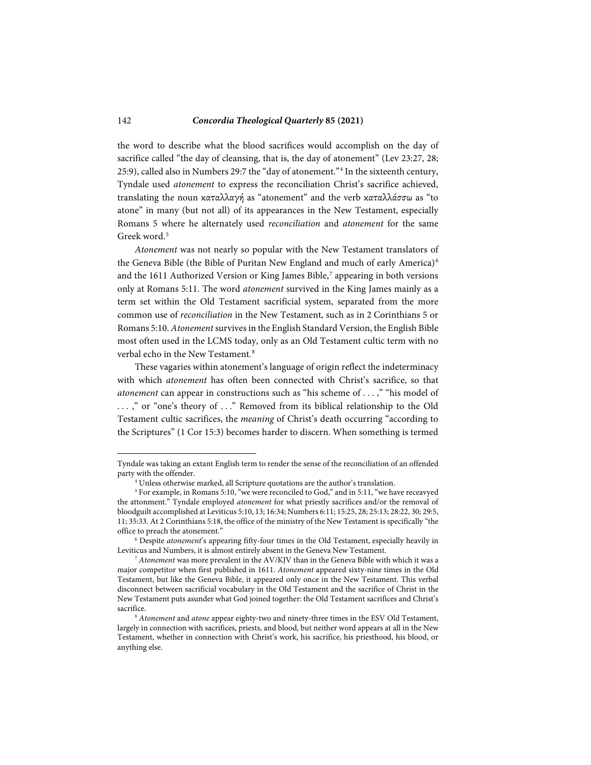the word to describe what the blood sacrifices would accomplish on the day of sacrifice called "the day of cleansing, that is, the day of atonement" (Lev 23:27, 28; 25:9), called also in Numbers 29:7 the "day of atonement."[4] In the sixteenth century, Tyndale used *atonement* to express the reconciliation Christ's sacrifice achieved, translating the noun καταλλαγή as "atonement" and the verb καταλλάσσω as "to atone" in many (but not all) of its appearances in the New Testament, especially Romans 5 where he alternately used *reconciliation* and *atonement* for the same Greek word.[5]

*Atonement* was not nearly so popular with the New Testament translators of the Geneva Bible (the Bible of Puritan New England and much of early America)[6] and the 1611 Authorized Version or King James Bible,[7] appearing in both versions only at Romans 5:11. The word *atonement* survived in the King James mainly as a term set within the Old Testament sacrificial system, separated from the more common use of *reconciliation* in the New Testament, such as in 2 Corinthians 5 or Romans 5:10. *Atonement* survives in the English Standard Version, the English Bible most often used in the LCMS today, only as an Old Testament cultic term with no verbal echo in the New Testament.[8]

These vagaries within atonement's language of origin reflect the indeterminacy with which *atonement* has often been connected with Christ's sacrifice, so that *atonement* can appear in constructions such as "his scheme of . . . ," "his model of . . . ," or "one's theory of . . ." Removed from its biblical relationship to the Old Testament cultic sacrifices, the *meaning* of Christ's death occurring "according to the Scriptures" (1 Cor 15:3) becomes harder to discern. When something is termed

---

Tyndale was taking an extant English term to render the sense of the reconciliation of an offended party with the offender.

[4] Unless otherwise marked, all Scripture quotations are the author's translation.

[5] For example, in Romans 5:10, "we were reconciled to God," and in 5:11, "we have receavyed the attonment." Tyndale employed *atonement* for what priestly sacrifices and/or the removal of bloodguilt accomplished at Leviticus 5:10, 13; 16:34; Numbers 6:11; 15:25, 28; 25:13; 28:22, 30; 29:5, 11; 35:33. At 2 Corinthians 5:18, the office of the ministry of the New Testament is specifically "the office to preach the atonement."

[6] Despite *atonement*'s appearing fifty-four times in the Old Testament, especially heavily in Leviticus and Numbers, it is almost entirely absent in the Geneva New Testament.

[7] *Atonement* was more prevalent in the AV/KJV than in the Geneva Bible with which it was a major competitor when first published in 1611. *Atonement* appeared sixty-nine times in the Old Testament, but like the Geneva Bible, it appeared only once in the New Testament. This verbal disconnect between sacrificial vocabulary in the Old Testament and the sacrifice of Christ in the New Testament puts asunder what God joined together: the Old Testament sacrifices and Christ's sacrifice.

[8] *Atonement* and *atone* appear eighty-two and ninety-three times in the ESV Old Testament, largely in connection with sacrifices, priests, and blood, but neither word appears at all in the New Testament, whether in connection with Christ's work, his sacrifice, his priesthood, his blood, or anything else.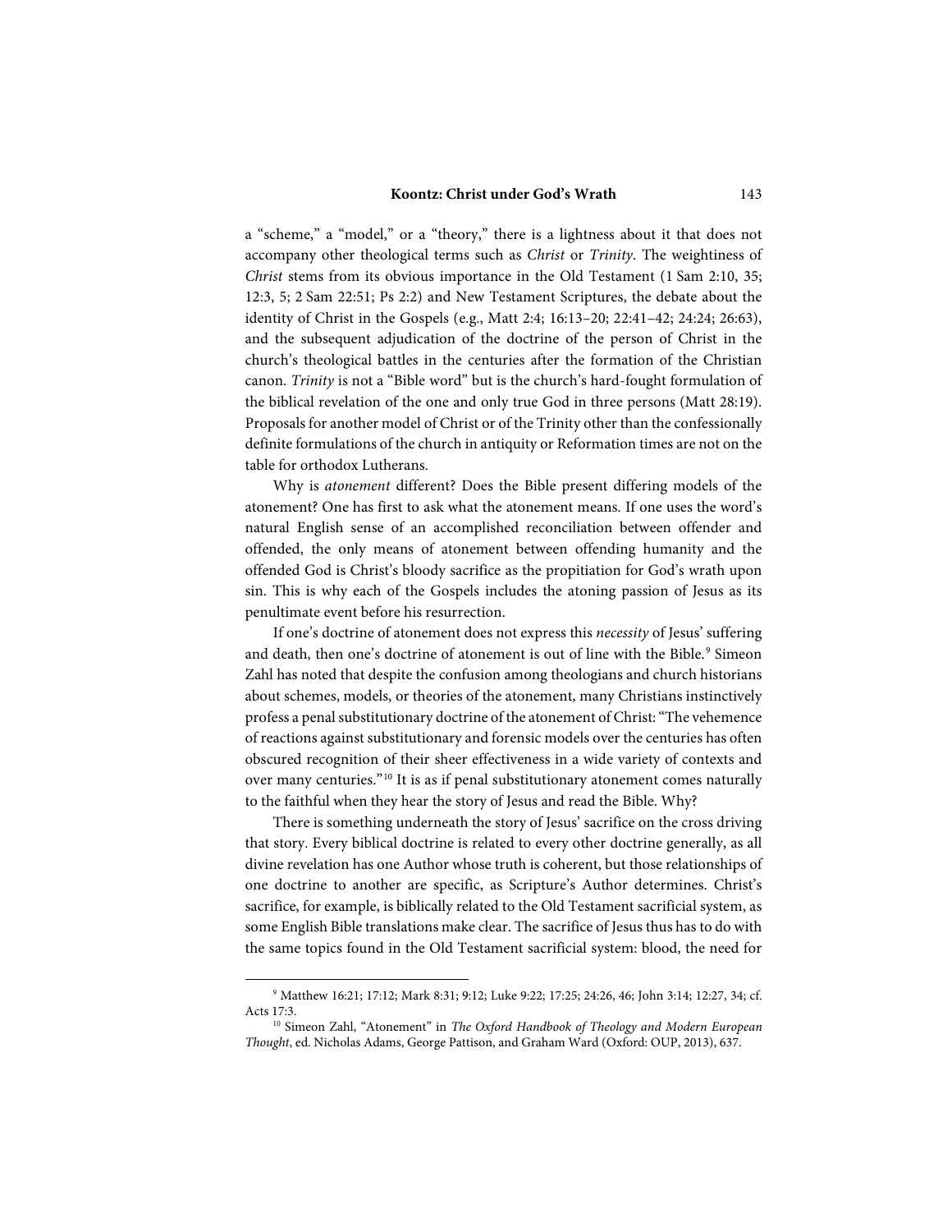a "scheme," a "model," or a "theory," there is a lightness about it that does not accompany other theological terms such as *Christ* or *Trinity*. The weightiness of *Christ* stems from its obvious importance in the Old Testament (1 Sam 2:10, 35; 12:3, 5; 2 Sam 22:51; Ps 2:2) and New Testament Scriptures, the debate about the identity of Christ in the Gospels (e.g., Matt 2:4; 16:13–20; 22:41–42; 24:24; 26:63), and the subsequent adjudication of the doctrine of the person of Christ in the church's theological battles in the centuries after the formation of the Christian canon. *Trinity* is not a "Bible word" but is the church's hard-fought formulation of the biblical revelation of the one and only true God in three persons (Matt 28:19). Proposals for another model of Christ or of the Trinity other than the confessionally definite formulations of the church in antiquity or Reformation times are not on the table for orthodox Lutherans.

Why is *atonement* different? Does the Bible present differing models of the atonement? One has first to ask what the atonement means. If one uses the word's natural English sense of an accomplished reconciliation between offender and offended, the only means of atonement between offending humanity and the offended God is Christ's bloody sacrifice as the propitiation for God's wrath upon sin. This is why each of the Gospels includes the atoning passion of Jesus as its penultimate event before his resurrection.

If one's doctrine of atonement does not express this *necessity* of Jesus' suffering and death, then one's doctrine of atonement is out of line with the Bible.[9] Simeon Zahl has noted that despite the confusion among theologians and church historians about schemes, models, or theories of the atonement, many Christians instinctively profess a penal substitutionary doctrine of the atonement of Christ: "The vehemence of reactions against substitutionary and forensic models over the centuries has often obscured recognition of their sheer effectiveness in a wide variety of contexts and over many centuries."[10] It is as if penal substitutionary atonement comes naturally to the faithful when they hear the story of Jesus and read the Bible. Why?

There is something underneath the story of Jesus' sacrifice on the cross driving that story. Every biblical doctrine is related to every other doctrine generally, as all divine revelation has one Author whose truth is coherent, but those relationships of one doctrine to another are specific, as Scripture's Author determines. Christ's sacrifice, for example, is biblically related to the Old Testament sacrificial system, as some English Bible translations make clear. The sacrifice of Jesus thus has to do with the same topics found in the Old Testament sacrificial system: blood, the need for

---

[9] Matthew 16:21; 17:12; Mark 8:31; 9:12; Luke 9:22; 17:25; 24:26, 46; John 3:14; 12:27, 34; cf. Acts 17:3.

[10] Simeon Zahl, "Atonement" in *The Oxford Handbook of Theology and Modern European Thought*, ed. Nicholas Adams, George Pattison, and Graham Ward (Oxford: OUP, 2013), 637.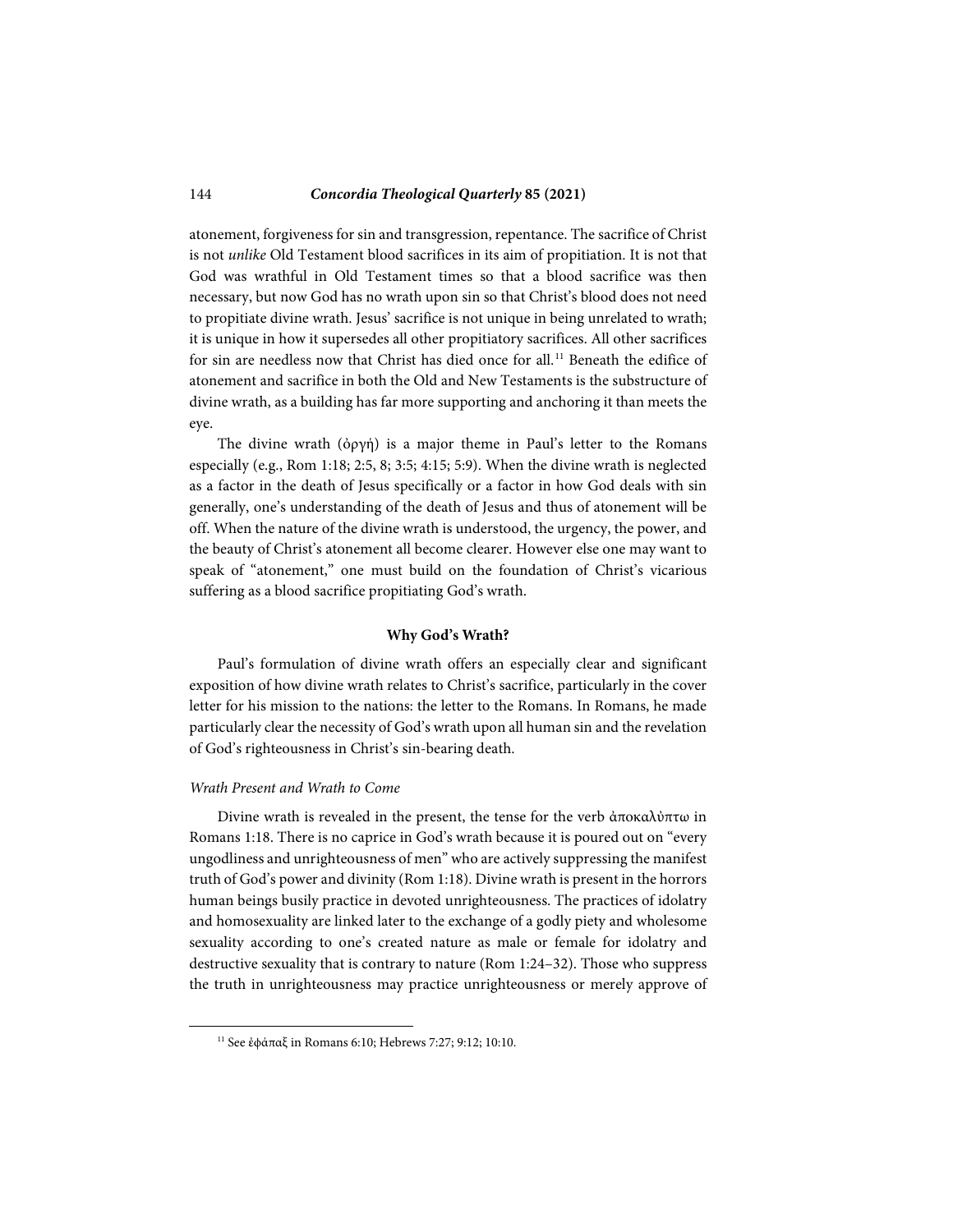atonement, forgiveness for sin and transgression, repentance. The sacrifice of Christ is not *unlike* Old Testament blood sacrifices in its aim of propitiation. It is not that God was wrathful in Old Testament times so that a blood sacrifice was then necessary, but now God has no wrath upon sin so that Christ's blood does not need to propitiate divine wrath. Jesus' sacrifice is not unique in being unrelated to wrath; it is unique in how it supersedes all other propitiatory sacrifices. All other sacrifices for sin are needless now that Christ has died once for all.[11] Beneath the edifice of atonement and sacrifice in both the Old and New Testaments is the substructure of divine wrath, as a building has far more supporting and anchoring it than meets the eye.

The divine wrath (ὀργή) is a major theme in Paul's letter to the Romans especially (e.g., Rom 1:18; 2:5, 8; 3:5; 4:15; 5:9). When the divine wrath is neglected as a factor in the death of Jesus specifically or a factor in how God deals with sin generally, one's understanding of the death of Jesus and thus of atonement will be off. When the nature of the divine wrath is understood, the urgency, the power, and the beauty of Christ's atonement all become clearer. However else one may want to speak of "atonement," one must build on the foundation of Christ's vicarious suffering as a blood sacrifice propitiating God's wrath.

## Why God's Wrath?

Paul's formulation of divine wrath offers an especially clear and significant exposition of how divine wrath relates to Christ's sacrifice, particularly in the cover letter for his mission to the nations: the letter to the Romans. In Romans, he made particularly clear the necessity of God's wrath upon all human sin and the revelation of God's righteousness in Christ's sin-bearing death.

### *Wrath Present and Wrath to Come*

Divine wrath is revealed in the present, the tense for the verb ἀποκαλύπτω in Romans 1:18. There is no caprice in God's wrath because it is poured out on "every ungodliness and unrighteousness of men" who are actively suppressing the manifest truth of God's power and divinity (Rom 1:18). Divine wrath is present in the horrors human beings busily practice in devoted unrighteousness. The practices of idolatry and homosexuality are linked later to the exchange of a godly piety and wholesome sexuality according to one's created nature as male or female for idolatry and destructive sexuality that is contrary to nature (Rom 1:24–32). Those who suppress the truth in unrighteousness may practice unrighteousness or merely approve of

---

[11] See ἐφάπαξ in Romans 6:10; Hebrews 7:27; 9:12; 10:10.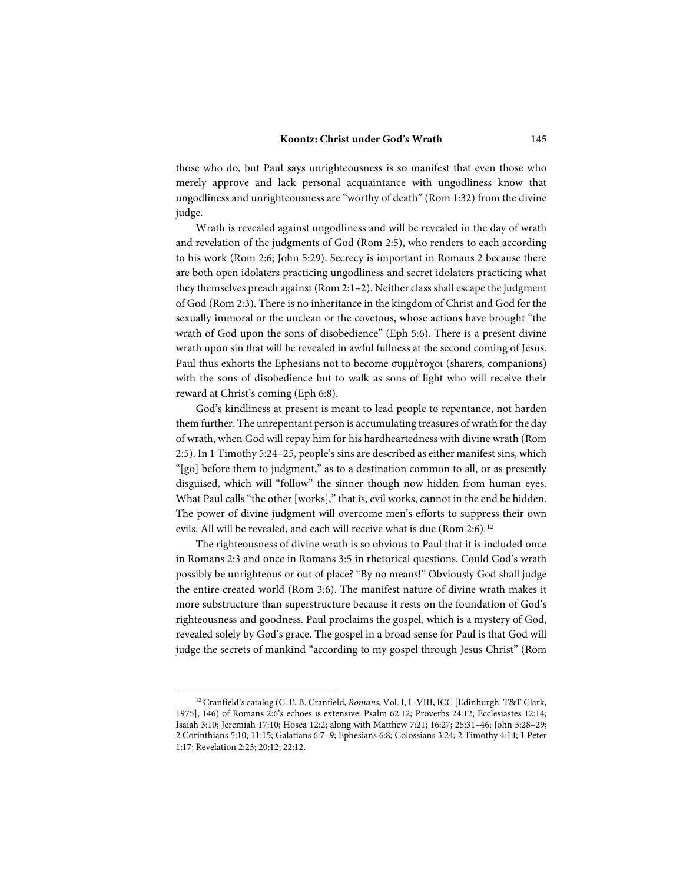those who do, but Paul says unrighteousness is so manifest that even those who merely approve and lack personal acquaintance with ungodliness know that ungodliness and unrighteousness are "worthy of death" (Rom 1:32) from the divine judge.

Wrath is revealed against ungodliness and will be revealed in the day of wrath and revelation of the judgments of God (Rom 2:5), who renders to each according to his work (Rom 2:6; John 5:29). Secrecy is important in Romans 2 because there are both open idolaters practicing ungodliness and secret idolaters practicing what they themselves preach against (Rom 2:1–2). Neither class shall escape the judgment of God (Rom 2:3). There is no inheritance in the kingdom of Christ and God for the sexually immoral or the unclean or the covetous, whose actions have brought "the wrath of God upon the sons of disobedience" (Eph 5:6). There is a present divine wrath upon sin that will be revealed in awful fullness at the second coming of Jesus. Paul thus exhorts the Ephesians not to become συμμέτοχοι (sharers, companions) with the sons of disobedience but to walk as sons of light who will receive their reward at Christ's coming (Eph 6:8).

God's kindliness at present is meant to lead people to repentance, not harden them further. The unrepentant person is accumulating treasures of wrath for the day of wrath, when God will repay him for his hardheartedness with divine wrath (Rom 2:5). In 1 Timothy 5:24–25, people's sins are described as either manifest sins, which "[go] before them to judgment," as to a destination common to all, or as presently disguised, which will "follow" the sinner though now hidden from human eyes. What Paul calls "the other [works]," that is, evil works, cannot in the end be hidden. The power of divine judgment will overcome men's efforts to suppress their own evils. All will be revealed, and each will receive what is due (Rom 2:6).[12]

The righteousness of divine wrath is so obvious to Paul that it is included once in Romans 2:3 and once in Romans 3:5 in rhetorical questions. Could God's wrath possibly be unrighteous or out of place? "By no means!" Obviously God shall judge the entire created world (Rom 3:6). The manifest nature of divine wrath makes it more substructure than superstructure because it rests on the foundation of God's righteousness and goodness. Paul proclaims the gospel, which is a mystery of God, revealed solely by God's grace. The gospel in a broad sense for Paul is that God will judge the secrets of mankind "according to my gospel through Jesus Christ" (Rom

[12] Cranfield's catalog (C. E. B. Cranfield, *Romans*, Vol. I, I–VIII, ICC [Edinburgh: T&T Clark, 1975], 146) of Romans 2:6's echoes is extensive: Psalm 62:12; Proverbs 24:12; Ecclesiastes 12:14; Isaiah 3:10; Jeremiah 17:10; Hosea 12:2; along with Matthew 7:21; 16:27; 25:31–46; John 5:28–29; 2 Corinthians 5:10; 11:15; Galatians 6:7–9; Ephesians 6:8; Colossians 3:24; 2 Timothy 4:14; 1 Peter 1:17; Revelation 2:23; 20:12; 22:12.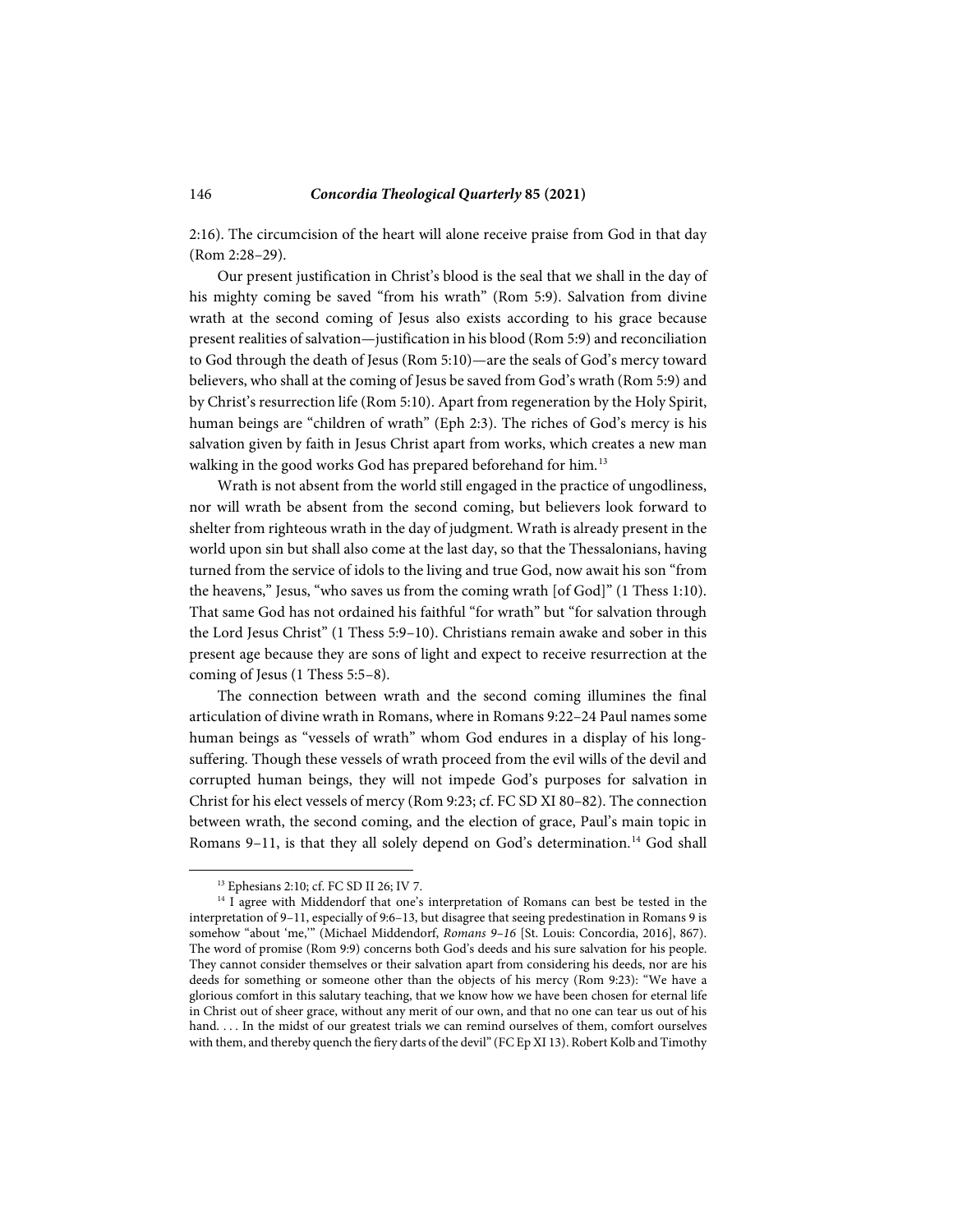2:16). The circumcision of the heart will alone receive praise from God in that day (Rom 2:28–29).

Our present justification in Christ's blood is the seal that we shall in the day of his mighty coming be saved "from his wrath" (Rom 5:9). Salvation from divine wrath at the second coming of Jesus also exists according to his grace because present realities of salvation—justification in his blood (Rom 5:9) and reconciliation to God through the death of Jesus (Rom 5:10)—are the seals of God's mercy toward believers, who shall at the coming of Jesus be saved from God's wrath (Rom 5:9) and by Christ's resurrection life (Rom 5:10). Apart from regeneration by the Holy Spirit, human beings are "children of wrath" (Eph 2:3). The riches of God's mercy is his salvation given by faith in Jesus Christ apart from works, which creates a new man walking in the good works God has prepared beforehand for him.[13]

Wrath is not absent from the world still engaged in the practice of ungodliness, nor will wrath be absent from the second coming, but believers look forward to shelter from righteous wrath in the day of judgment. Wrath is already present in the world upon sin but shall also come at the last day, so that the Thessalonians, having turned from the service of idols to the living and true God, now await his son "from the heavens," Jesus, "who saves us from the coming wrath [of God]" (1 Thess 1:10). That same God has not ordained his faithful "for wrath" but "for salvation through the Lord Jesus Christ" (1 Thess 5:9–10). Christians remain awake and sober in this present age because they are sons of light and expect to receive resurrection at the coming of Jesus (1 Thess 5:5–8).

The connection between wrath and the second coming illumines the final articulation of divine wrath in Romans, where in Romans 9:22–24 Paul names some human beings as "vessels of wrath" whom God endures in a display of his long-suffering. Though these vessels of wrath proceed from the evil wills of the devil and corrupted human beings, they will not impede God's purposes for salvation in Christ for his elect vessels of mercy (Rom 9:23; cf. FC SD XI 80–82). The connection between wrath, the second coming, and the election of grace, Paul's main topic in Romans 9–11, is that they all solely depend on God's determination.[14] God shall

[13] Ephesians 2:10; cf. FC SD II 26; IV 7.

[14] I agree with Middendorf that one's interpretation of Romans can best be tested in the interpretation of 9–11, especially of 9:6–13, but disagree that seeing predestination in Romans 9 is somehow "about 'me,'" (Michael Middendorf, *Romans 9–16* [St. Louis: Concordia, 2016], 867). The word of promise (Rom 9:9) concerns both God's deeds and his sure salvation for his people. They cannot consider themselves or their salvation apart from considering his deeds, nor are his deeds for something or someone other than the objects of his mercy (Rom 9:23): "We have a glorious comfort in this salutary teaching, that we know how we have been chosen for eternal life in Christ out of sheer grace, without any merit of our own, and that no one can tear us out of his hand. . . . In the midst of our greatest trials we can remind ourselves of them, comfort ourselves with them, and thereby quench the fiery darts of the devil" (FC Ep XI 13). Robert Kolb and Timothy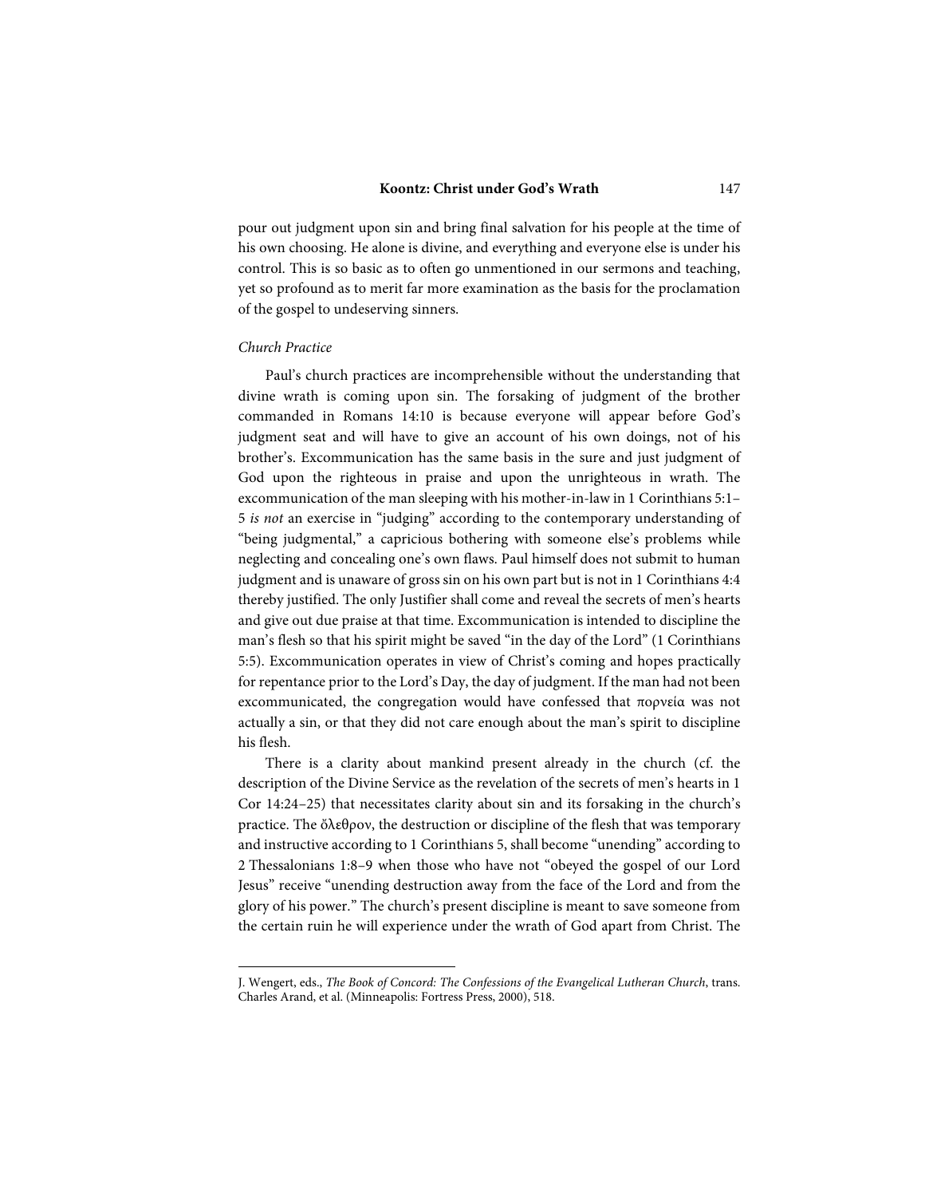pour out judgment upon sin and bring final salvation for his people at the time of his own choosing. He alone is divine, and everything and everyone else is under his control. This is so basic as to often go unmentioned in our sermons and teaching, yet so profound as to merit far more examination as the basis for the proclamation of the gospel to undeserving sinners.

### *Church Practice*

Paul's church practices are incomprehensible without the understanding that divine wrath is coming upon sin. The forsaking of judgment of the brother commanded in Romans 14:10 is because everyone will appear before God's judgment seat and will have to give an account of his own doings, not of his brother's. Excommunication has the same basis in the sure and just judgment of God upon the righteous in praise and upon the unrighteous in wrath. The excommunication of the man sleeping with his mother-in-law in 1 Corinthians 5:1–5 *is not* an exercise in "judging" according to the contemporary understanding of "being judgmental," a capricious bothering with someone else's problems while neglecting and concealing one's own flaws. Paul himself does not submit to human judgment and is unaware of gross sin on his own part but is not in 1 Corinthians 4:4 thereby justified. The only Justifier shall come and reveal the secrets of men's hearts and give out due praise at that time. Excommunication is intended to discipline the man's flesh so that his spirit might be saved "in the day of the Lord" (1 Corinthians 5:5). Excommunication operates in view of Christ's coming and hopes practically for repentance prior to the Lord's Day, the day of judgment. If the man had not been excommunicated, the congregation would have confessed that πορνεία was not actually a sin, or that they did not care enough about the man's spirit to discipline his flesh.

There is a clarity about mankind present already in the church (cf. the description of the Divine Service as the revelation of the secrets of men's hearts in 1 Cor 14:24–25) that necessitates clarity about sin and its forsaking in the church's practice. The ὄλεθρον, the destruction or discipline of the flesh that was temporary and instructive according to 1 Corinthians 5, shall become "unending" according to 2 Thessalonians 1:8–9 when those who have not "obeyed the gospel of our Lord Jesus" receive "unending destruction away from the face of the Lord and from the glory of his power." The church's present discipline is meant to save someone from the certain ruin he will experience under the wrath of God apart from Christ. The

---

J. Wengert, eds., *The Book of Concord: The Confessions of the Evangelical Lutheran Church*, trans. Charles Arand, et al. (Minneapolis: Fortress Press, 2000), 518.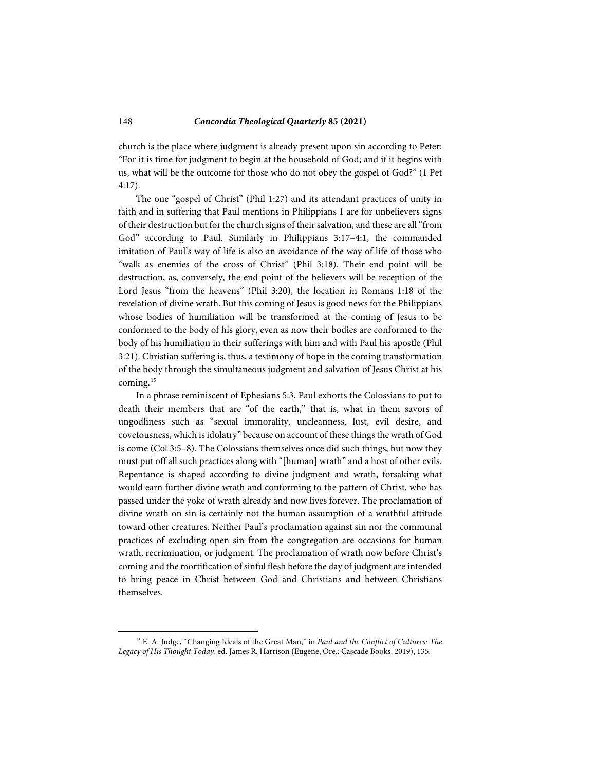church is the place where judgment is already present upon sin according to Peter: "For it is time for judgment to begin at the household of God; and if it begins with us, what will be the outcome for those who do not obey the gospel of God?" (1 Pet 4:17).

The one "gospel of Christ" (Phil 1:27) and its attendant practices of unity in faith and in suffering that Paul mentions in Philippians 1 are for unbelievers signs of their destruction but for the church signs of their salvation, and these are all "from God" according to Paul. Similarly in Philippians 3:17–4:1, the commanded imitation of Paul's way of life is also an avoidance of the way of life of those who "walk as enemies of the cross of Christ" (Phil 3:18). Their end point will be destruction, as, conversely, the end point of the believers will be reception of the Lord Jesus "from the heavens" (Phil 3:20), the location in Romans 1:18 of the revelation of divine wrath. But this coming of Jesus is good news for the Philippians whose bodies of humiliation will be transformed at the coming of Jesus to be conformed to the body of his glory, even as now their bodies are conformed to the body of his humiliation in their sufferings with him and with Paul his apostle (Phil 3:21). Christian suffering is, thus, a testimony of hope in the coming transformation of the body through the simultaneous judgment and salvation of Jesus Christ at his coming.[15]

In a phrase reminiscent of Ephesians 5:3, Paul exhorts the Colossians to put to death their members that are "of the earth," that is, what in them savors of ungodliness such as "sexual immorality, uncleanness, lust, evil desire, and covetousness, which is idolatry" because on account of these things the wrath of God is come (Col 3:5–8). The Colossians themselves once did such things, but now they must put off all such practices along with "[human] wrath" and a host of other evils. Repentance is shaped according to divine judgment and wrath, forsaking what would earn further divine wrath and conforming to the pattern of Christ, who has passed under the yoke of wrath already and now lives forever. The proclamation of divine wrath on sin is certainly not the human assumption of a wrathful attitude toward other creatures. Neither Paul's proclamation against sin nor the communal practices of excluding open sin from the congregation are occasions for human wrath, recrimination, or judgment. The proclamation of wrath now before Christ's coming and the mortification of sinful flesh before the day of judgment are intended to bring peace in Christ between God and Christians and between Christians themselves.

[15] E. A. Judge, "Changing Ideals of the Great Man," in *Paul and the Conflict of Cultures: The Legacy of His Thought Today*, ed. James R. Harrison (Eugene, Ore.: Cascade Books, 2019), 135.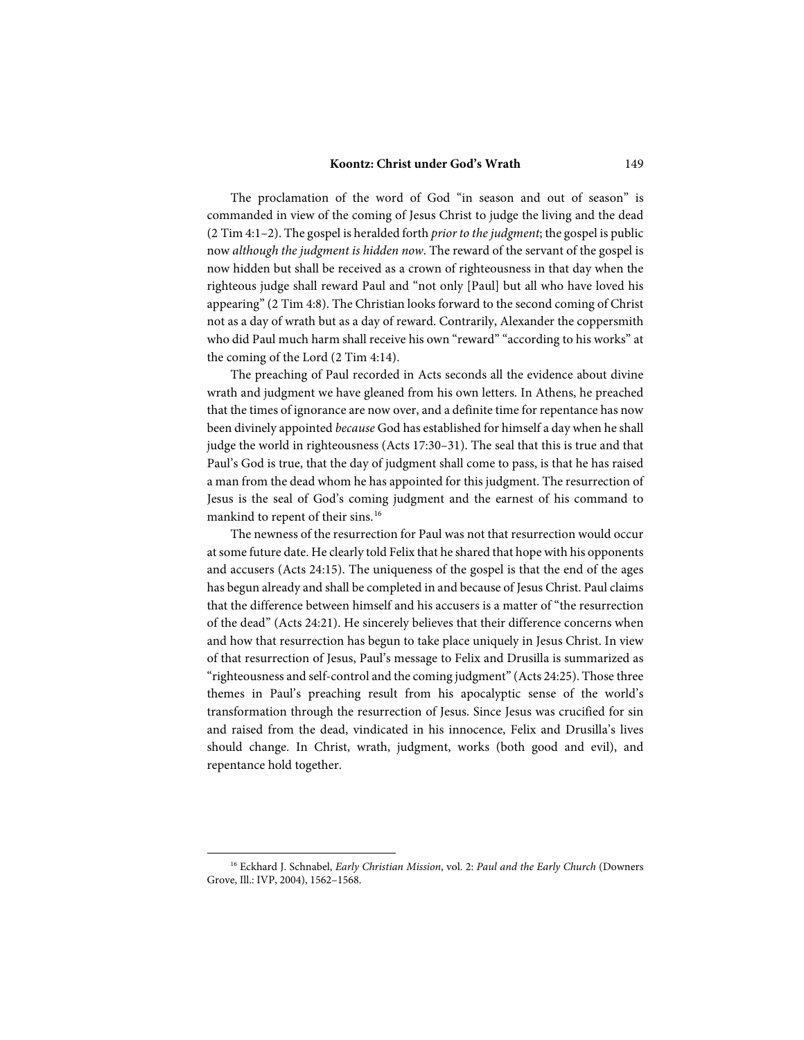The proclamation of the word of God "in season and out of season" is commanded in view of the coming of Jesus Christ to judge the living and the dead (2 Tim 4:1–2). The gospel is heralded forth *prior to the judgment*; the gospel is public now *although the judgment is hidden now*. The reward of the servant of the gospel is now hidden but shall be received as a crown of righteousness in that day when the righteous judge shall reward Paul and "not only [Paul] but all who have loved his appearing" (2 Tim 4:8). The Christian looks forward to the second coming of Christ not as a day of wrath but as a day of reward. Contrarily, Alexander the coppersmith who did Paul much harm shall receive his own "reward" "according to his works" at the coming of the Lord (2 Tim 4:14).

The preaching of Paul recorded in Acts seconds all the evidence about divine wrath and judgment we have gleaned from his own letters. In Athens, he preached that the times of ignorance are now over, and a definite time for repentance has now been divinely appointed *because* God has established for himself a day when he shall judge the world in righteousness (Acts 17:30–31). The seal that this is true and that Paul's God is true, that the day of judgment shall come to pass, is that he has raised a man from the dead whom he has appointed for this judgment. The resurrection of Jesus is the seal of God's coming judgment and the earnest of his command to mankind to repent of their sins.[16]

The newness of the resurrection for Paul was not that resurrection would occur at some future date. He clearly told Felix that he shared that hope with his opponents and accusers (Acts 24:15). The uniqueness of the gospel is that the end of the ages has begun already and shall be completed in and because of Jesus Christ. Paul claims that the difference between himself and his accusers is a matter of "the resurrection of the dead" (Acts 24:21). He sincerely believes that their difference concerns when and how that resurrection has begun to take place uniquely in Jesus Christ. In view of that resurrection of Jesus, Paul's message to Felix and Drusilla is summarized as "righteousness and self-control and the coming judgment" (Acts 24:25). Those three themes in Paul's preaching result from his apocalyptic sense of the world's transformation through the resurrection of Jesus. Since Jesus was crucified for sin and raised from the dead, vindicated in his innocence, Felix and Drusilla's lives should change. In Christ, wrath, judgment, works (both good and evil), and repentance hold together.

---

[16] Eckhard J. Schnabel, *Early Christian Mission*, vol. 2: *Paul and the Early Church* (Downers Grove, Ill.: IVP, 2004), 1562–1568.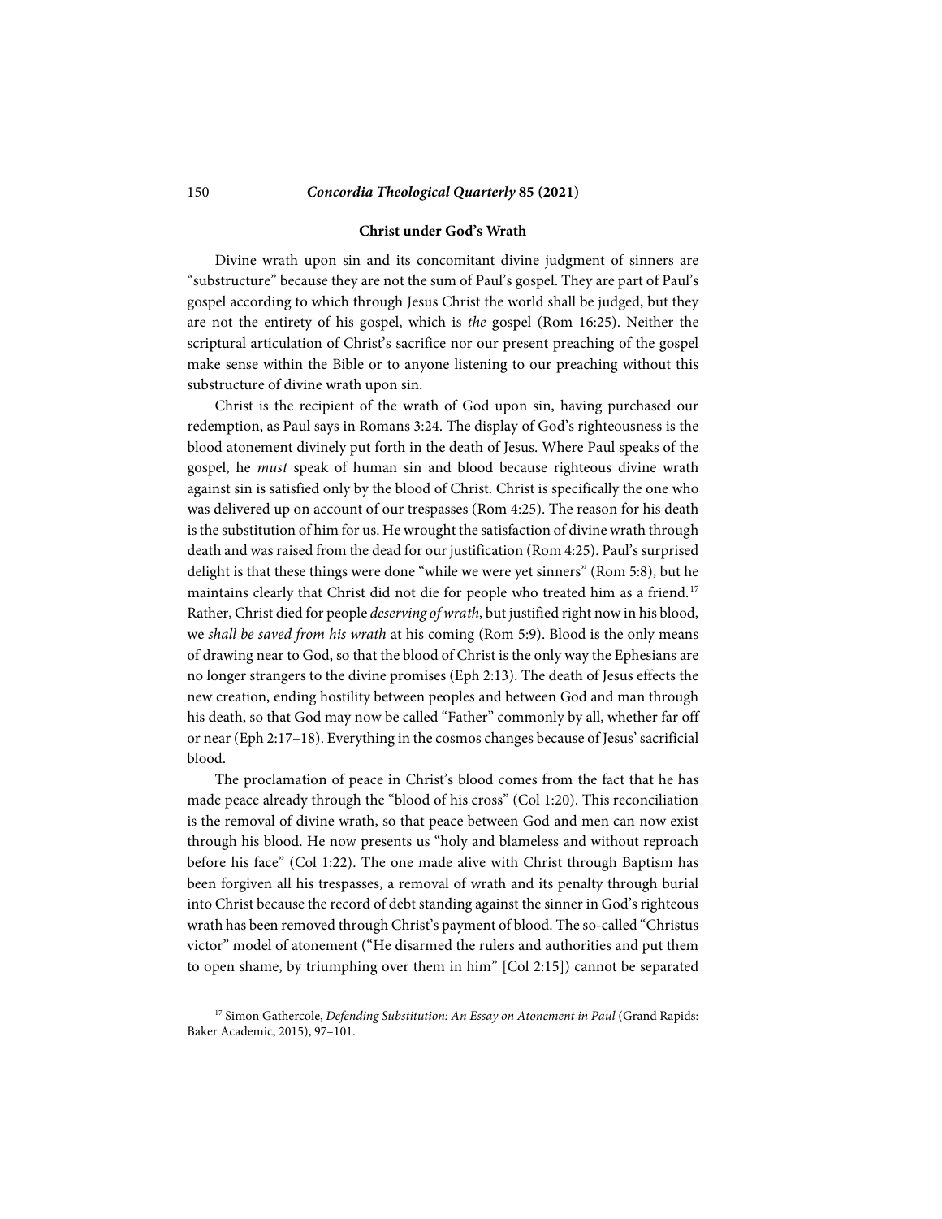### Christ under God's Wrath

Divine wrath upon sin and its concomitant divine judgment of sinners are "substructure" because they are not the sum of Paul's gospel. They are part of Paul's gospel according to which through Jesus Christ the world shall be judged, but they are not the entirety of his gospel, which is *the* gospel (Rom 16:25). Neither the scriptural articulation of Christ's sacrifice nor our present preaching of the gospel make sense within the Bible or to anyone listening to our preaching without this substructure of divine wrath upon sin.

Christ is the recipient of the wrath of God upon sin, having purchased our redemption, as Paul says in Romans 3:24. The display of God's righteousness is the blood atonement divinely put forth in the death of Jesus. Where Paul speaks of the gospel, he *must* speak of human sin and blood because righteous divine wrath against sin is satisfied only by the blood of Christ. Christ is specifically the one who was delivered up on account of our trespasses (Rom 4:25). The reason for his death is the substitution of him for us. He wrought the satisfaction of divine wrath through death and was raised from the dead for our justification (Rom 4:25). Paul's surprised delight is that these things were done "while we were yet sinners" (Rom 5:8), but he maintains clearly that Christ did not die for people who treated him as a friend.[17] Rather, Christ died for people *deserving of wrath*, but justified right now in his blood, we *shall be saved from his wrath* at his coming (Rom 5:9). Blood is the only means of drawing near to God, so that the blood of Christ is the only way the Ephesians are no longer strangers to the divine promises (Eph 2:13). The death of Jesus effects the new creation, ending hostility between peoples and between God and man through his death, so that God may now be called "Father" commonly by all, whether far off or near (Eph 2:17–18). Everything in the cosmos changes because of Jesus' sacrificial blood.

The proclamation of peace in Christ's blood comes from the fact that he has made peace already through the "blood of his cross" (Col 1:20). This reconciliation is the removal of divine wrath, so that peace between God and men can now exist through his blood. He now presents us "holy and blameless and without reproach before his face" (Col 1:22). The one made alive with Christ through Baptism has been forgiven all his trespasses, a removal of wrath and its penalty through burial into Christ because the record of debt standing against the sinner in God's righteous wrath has been removed through Christ's payment of blood. The so-called "Christus victor" model of atonement ("He disarmed the rulers and authorities and put them to open shame, by triumphing over them in him" [Col 2:15]) cannot be separated

---

[17] Simon Gathercole, *Defending Substitution: An Essay on Atonement in Paul* (Grand Rapids: Baker Academic, 2015), 97–101.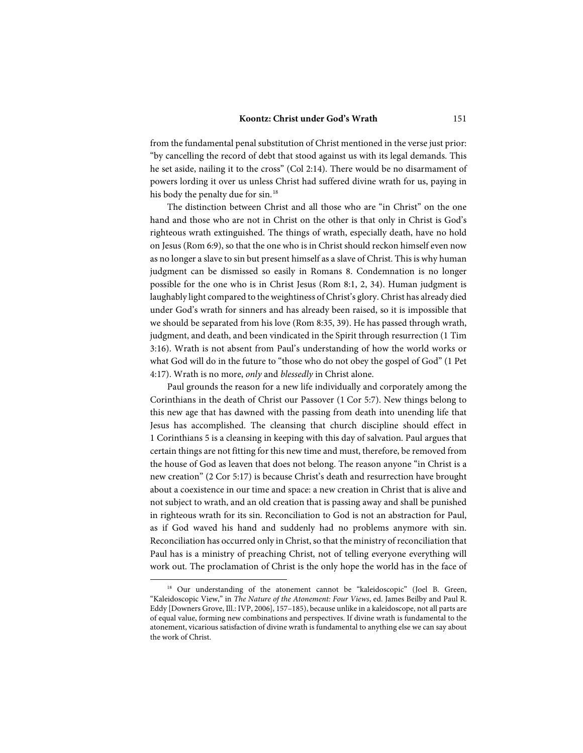from the fundamental penal substitution of Christ mentioned in the verse just prior: "by cancelling the record of debt that stood against us with its legal demands. This he set aside, nailing it to the cross" (Col 2:14). There would be no disarmament of powers lording it over us unless Christ had suffered divine wrath for us, paying in his body the penalty due for sin.[18]

The distinction between Christ and all those who are "in Christ" on the one hand and those who are not in Christ on the other is that only in Christ is God's righteous wrath extinguished. The things of wrath, especially death, have no hold on Jesus (Rom 6:9), so that the one who is in Christ should reckon himself even now as no longer a slave to sin but present himself as a slave of Christ. This is why human judgment can be dismissed so easily in Romans 8. Condemnation is no longer possible for the one who is in Christ Jesus (Rom 8:1, 2, 34). Human judgment is laughably light compared to the weightiness of Christ's glory. Christ has already died under God's wrath for sinners and has already been raised, so it is impossible that we should be separated from his love (Rom 8:35, 39). He has passed through wrath, judgment, and death, and been vindicated in the Spirit through resurrection (1 Tim 3:16). Wrath is not absent from Paul's understanding of how the world works or what God will do in the future to "those who do not obey the gospel of God" (1 Pet 4:17). Wrath is no more, *only* and *blessedly* in Christ alone.

Paul grounds the reason for a new life individually and corporately among the Corinthians in the death of Christ our Passover (1 Cor 5:7). New things belong to this new age that has dawned with the passing from death into unending life that Jesus has accomplished. The cleansing that church discipline should effect in 1 Corinthians 5 is a cleansing in keeping with this day of salvation. Paul argues that certain things are not fitting for this new time and must, therefore, be removed from the house of God as leaven that does not belong. The reason anyone "in Christ is a new creation" (2 Cor 5:17) is because Christ's death and resurrection have brought about a coexistence in our time and space: a new creation in Christ that is alive and not subject to wrath, and an old creation that is passing away and shall be punished in righteous wrath for its sin. Reconciliation to God is not an abstraction for Paul, as if God waved his hand and suddenly had no problems anymore with sin. Reconciliation has occurred only in Christ, so that the ministry of reconciliation that Paul has is a ministry of preaching Christ, not of telling everyone everything will work out. The proclamation of Christ is the only hope the world has in the face of

---

[18] Our understanding of the atonement cannot be "kaleidoscopic" (Joel B. Green, "Kaleidoscopic View," in *The Nature of the Atonement: Four Views*, ed. James Beilby and Paul R. Eddy [Downers Grove, Ill.: IVP, 2006], 157–185), because unlike in a kaleidoscope, not all parts are of equal value, forming new combinations and perspectives. If divine wrath is fundamental to the atonement, vicarious satisfaction of divine wrath is fundamental to anything else we can say about the work of Christ.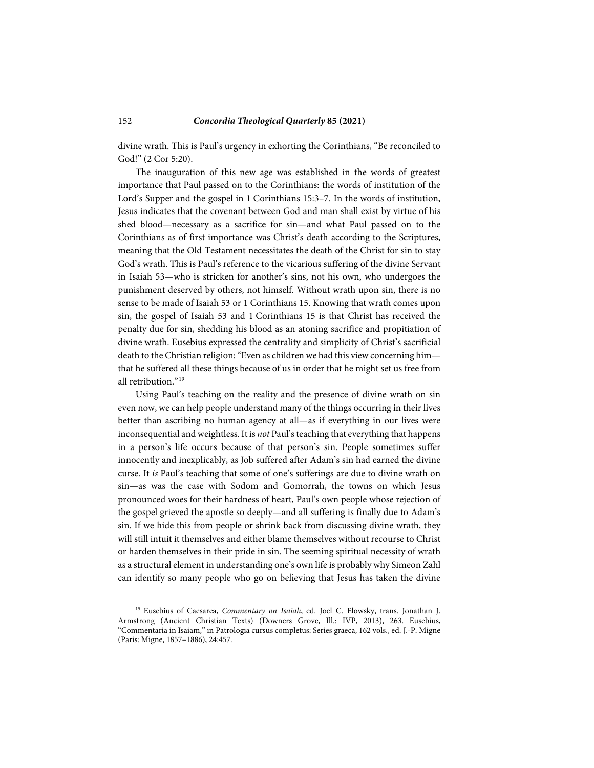divine wrath. This is Paul's urgency in exhorting the Corinthians, "Be reconciled to God!" (2 Cor 5:20).

The inauguration of this new age was established in the words of greatest importance that Paul passed on to the Corinthians: the words of institution of the Lord's Supper and the gospel in 1 Corinthians 15:3–7. In the words of institution, Jesus indicates that the covenant between God and man shall exist by virtue of his shed blood—necessary as a sacrifice for sin—and what Paul passed on to the Corinthians as of first importance was Christ's death according to the Scriptures, meaning that the Old Testament necessitates the death of the Christ for sin to stay God's wrath. This is Paul's reference to the vicarious suffering of the divine Servant in Isaiah 53—who is stricken for another's sins, not his own, who undergoes the punishment deserved by others, not himself. Without wrath upon sin, there is no sense to be made of Isaiah 53 or 1 Corinthians 15. Knowing that wrath comes upon sin, the gospel of Isaiah 53 and 1 Corinthians 15 is that Christ has received the penalty due for sin, shedding his blood as an atoning sacrifice and propitiation of divine wrath. Eusebius expressed the centrality and simplicity of Christ's sacrificial death to the Christian religion: "Even as children we had this view concerning him—that he suffered all these things because of us in order that he might set us free from all retribution."[19]

Using Paul's teaching on the reality and the presence of divine wrath on sin even now, we can help people understand many of the things occurring in their lives better than ascribing no human agency at all—as if everything in our lives were inconsequential and weightless. It is *not* Paul's teaching that everything that happens in a person's life occurs because of that person's sin. People sometimes suffer innocently and inexplicably, as Job suffered after Adam's sin had earned the divine curse. It *is* Paul's teaching that some of one's sufferings are due to divine wrath on sin—as was the case with Sodom and Gomorrah, the towns on which Jesus pronounced woes for their hardness of heart, Paul's own people whose rejection of the gospel grieved the apostle so deeply—and all suffering is finally due to Adam's sin. If we hide this from people or shrink back from discussing divine wrath, they will still intuit it themselves and either blame themselves without recourse to Christ or harden themselves in their pride in sin. The seeming spiritual necessity of wrath as a structural element in understanding one's own life is probably why Simeon Zahl can identify so many people who go on believing that Jesus has taken the divine

[19] Eusebius of Caesarea, *Commentary on Isaiah*, ed. Joel C. Elowsky, trans. Jonathan J. Armstrong (Ancient Christian Texts) (Downers Grove, Ill.: IVP, 2013), 263. Eusebius, "Commentaria in Isaiam," in Patrologia cursus completus: Series graeca, 162 vols., ed. J.-P. Migne (Paris: Migne, 1857–1886), 24:457.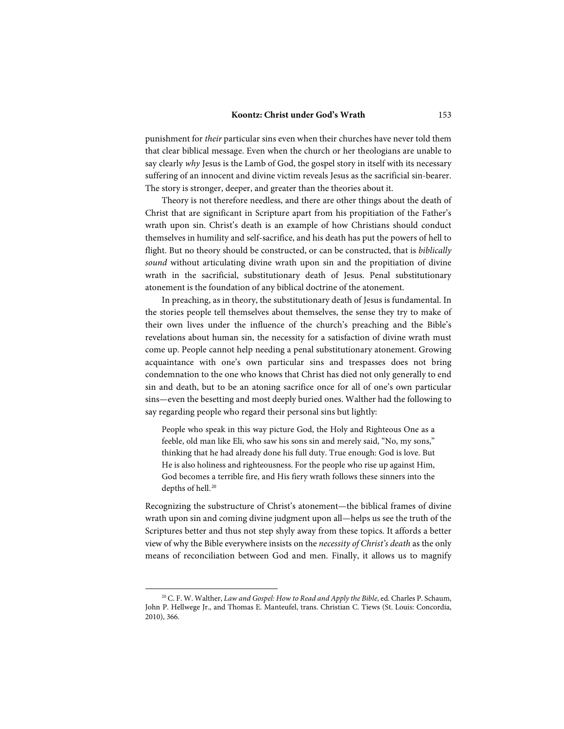punishment for *their* particular sins even when their churches have never told them that clear biblical message. Even when the church or her theologians are unable to say clearly *why* Jesus is the Lamb of God, the gospel story in itself with its necessary suffering of an innocent and divine victim reveals Jesus as the sacrificial sin-bearer. The story is stronger, deeper, and greater than the theories about it.

Theory is not therefore needless, and there are other things about the death of Christ that are significant in Scripture apart from his propitiation of the Father's wrath upon sin. Christ's death is an example of how Christians should conduct themselves in humility and self-sacrifice, and his death has put the powers of hell to flight. But no theory should be constructed, or can be constructed, that is *biblically sound* without articulating divine wrath upon sin and the propitiation of divine wrath in the sacrificial, substitutionary death of Jesus. Penal substitutionary atonement is the foundation of any biblical doctrine of the atonement.

In preaching, as in theory, the substitutionary death of Jesus is fundamental. In the stories people tell themselves about themselves, the sense they try to make of their own lives under the influence of the church's preaching and the Bible's revelations about human sin, the necessity for a satisfaction of divine wrath must come up. People cannot help needing a penal substitutionary atonement. Growing acquaintance with one's own particular sins and trespasses does not bring condemnation to the one who knows that Christ has died not only generally to end sin and death, but to be an atoning sacrifice once for all of one's own particular sins—even the besetting and most deeply buried ones. Walther had the following to say regarding people who regard their personal sins but lightly:

> People who speak in this way picture God, the Holy and Righteous One as a feeble, old man like Eli, who saw his sons sin and merely said, "No, my sons," thinking that he had already done his full duty. True enough: God is love. But He is also holiness and righteousness. For the people who rise up against Him, God becomes a terrible fire, and His fiery wrath follows these sinners into the depths of hell.[20]

Recognizing the substructure of Christ's atonement—the biblical frames of divine wrath upon sin and coming divine judgment upon all—helps us see the truth of the Scriptures better and thus not step shyly away from these topics. It affords a better view of why the Bible everywhere insists on the *necessity of Christ's death* as the only means of reconciliation between God and men. Finally, it allows us to magnify

[20] C. F. W. Walther, *Law and Gospel: How to Read and Apply the Bible*, ed. Charles P. Schaum, John P. Hellwege Jr., and Thomas E. Manteufel, trans. Christian C. Tiews (St. Louis: Concordia, 2010), 366.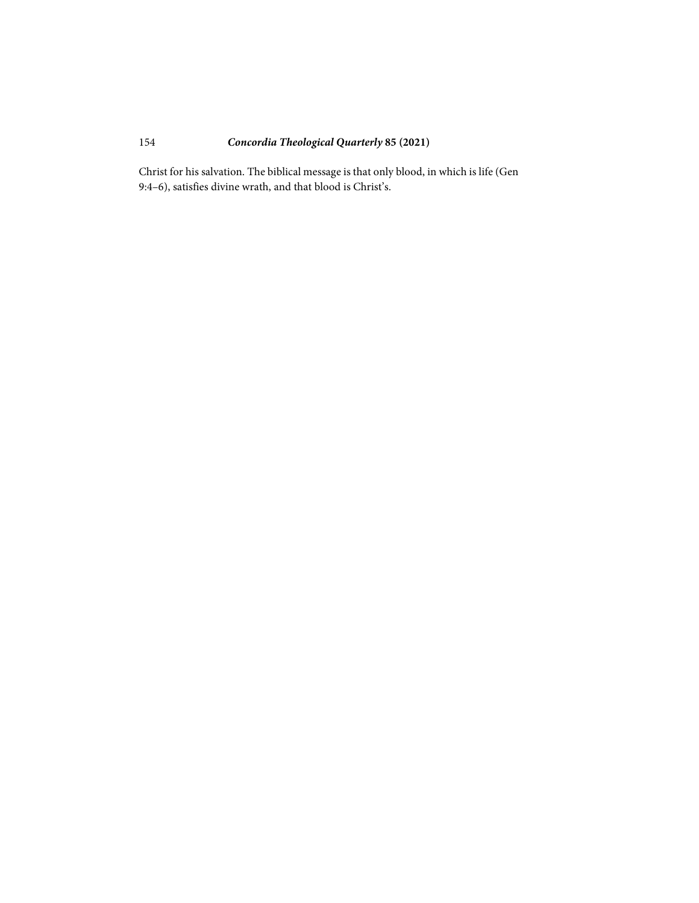Christ for his salvation. The biblical message is that only blood, in which is life (Gen 9:4–6), satisfies divine wrath, and that blood is Christ's.